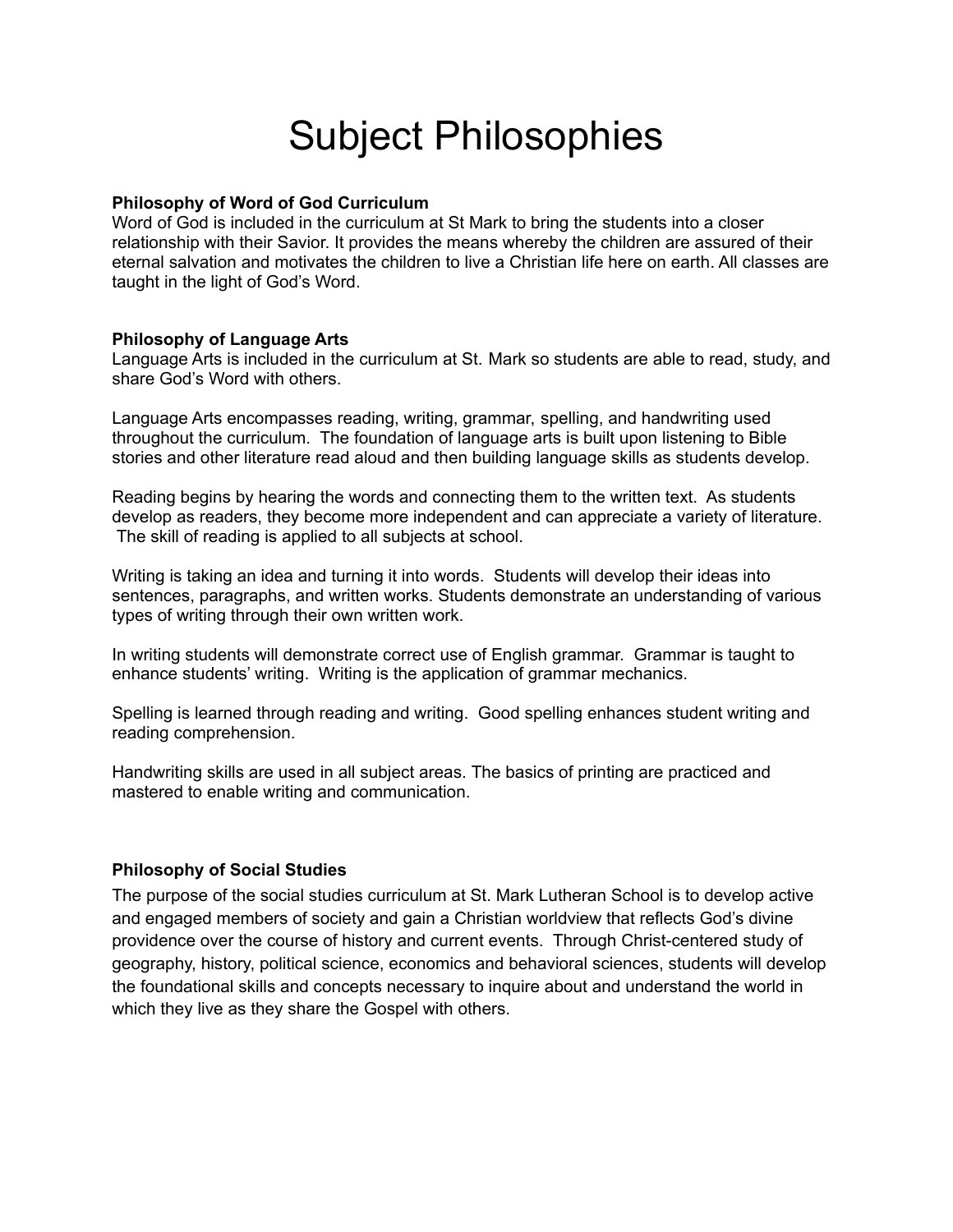# Subject Philosophies

**Philosophy of Word of God Curriculum**

Word of God is included in the curriculum at St Mark to bring the students into a closer relationship with their Savior. It provides the means whereby the children are assured of their eternal salvation and motivates the children to live a Christian life here on earth. All classes are taught in the light of God's Word.

**Philosophy of Language Arts**

Language Arts is included in the curriculum at St. Mark so students are able to read, study, and share God's Word with others.

Language Arts encompasses reading, writing, grammar, spelling, and handwriting used throughout the curriculum. The foundation of language arts is built upon listening to Bible stories and other literature read aloud and then building language skills as students develop.

Reading begins by hearing the words and connecting them to the written text. As students develop as readers, they become more independent and can appreciate a variety of literature. The skill of reading is applied to all subjects at school.

Writing is taking an idea and turning it into words. Students will develop their ideas into sentences, paragraphs, and written works. Students demonstrate an understanding of various types of writing through their own written work.

In writing students will demonstrate correct use of English grammar. Grammar is taught to enhance students' writing. Writing is the application of grammar mechanics.

Spelling is learned through reading and writing. Good spelling enhances student writing and reading comprehension.

Handwriting skills are used in all subject areas. The basics of printing are practiced and mastered to enable writing and communication.

**Philosophy of Social Studies**

The purpose of the social studies curriculum at St. Mark Lutheran School is to develop active and engaged members of society and gain a Christian worldview that reflects God's divine providence over the course of history and current events. Through Christ-centered study of geography, history, political science, economics and behavioral sciences, students will develop the foundational skills and concepts necessary to inquire about and understand the world in which they live as they share the Gospel with others.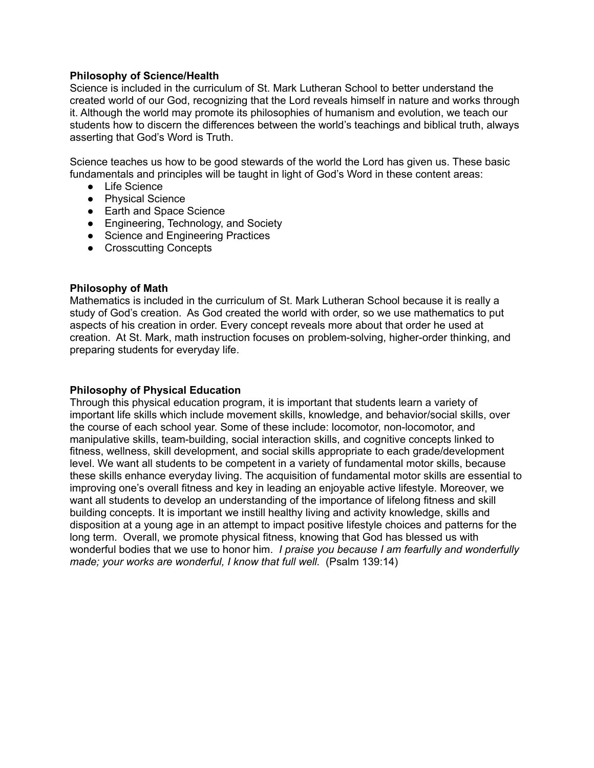**Philosophy of Science/Health**

Science is included in the curriculum of St. Mark Lutheran School to better understand the created world of our God, recognizing that the Lord reveals himself in nature and works through it. Although the world may promote its philosophies of humanism and evolution, we teach our students how to discern the differences between the world's teachings and biblical truth, always asserting that God's Word is Truth.

Science teaches us how to be good stewards of the world the Lord has given us. These basic fundamentals and principles will be taught in light of God's Word in these content areas:

- Life Science
- Physical Science
- Earth and Space Science
- Engineering, Technology, and Society
- Science and Engineering Practices
- Crosscutting Concepts

**Philosophy of Math**

Mathematics is included in the curriculum of St. Mark Lutheran School because it is really a study of God's creation. As God created the world with order, so we use mathematics to put aspects of his creation in order. Every concept reveals more about that order he used at creation. At St. Mark, math instruction focuses on problem-solving, higher-order thinking, and preparing students for everyday life.

**Philosophy of Physical Education**

Through this physical education program, it is important that students learn a variety of important life skills which include movement skills, knowledge, and behavior/social skills, over the course of each school year. Some of these include: locomotor, non-locomotor, and manipulative skills, team-building, social interaction skills, and cognitive concepts linked to fitness, wellness, skill development, and social skills appropriate to each grade/development level. We want all students to be competent in a variety of fundamental motor skills, because these skills enhance everyday living. The acquisition of fundamental motor skills are essential to improving one's overall fitness and key in leading an enjoyable active lifestyle. Moreover, we want all students to develop an understanding of the importance of lifelong fitness and skill building concepts. It is important we instill healthy living and activity knowledge, skills and disposition at a young age in an attempt to impact positive lifestyle choices and patterns for the long term. Overall, we promote physical fitness, knowing that God has blessed us with wonderful bodies that we use to honor him. *I praise you because I am fearfully and wonderfully made; your works are wonderful, I know that full well.* (Psalm 139:14)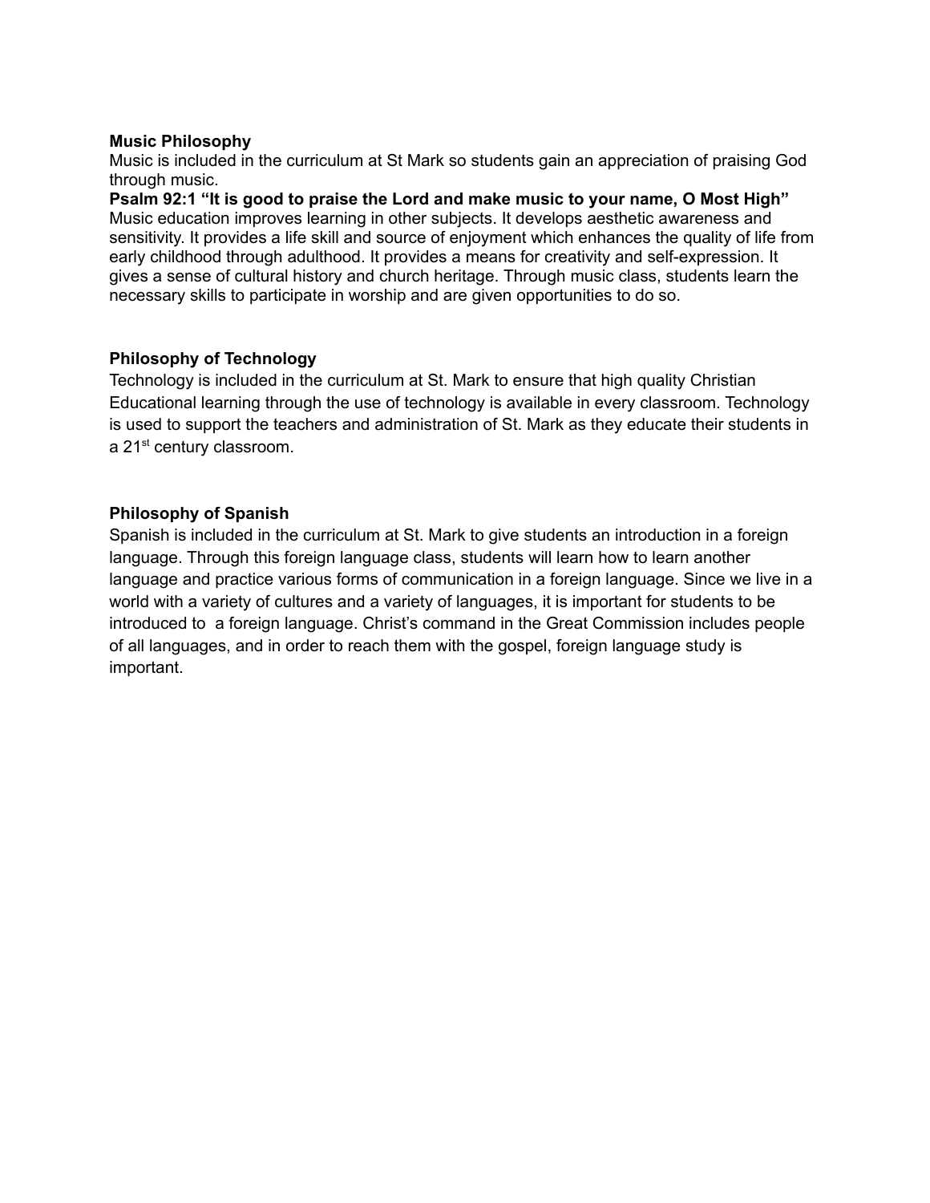**Music Philosophy**

Music is included in the curriculum at St Mark so students gain an appreciation of praising God through music.

**Psalm 92:1 "It is good to praise the Lord and make music to your name, O Most High"**

Music education improves learning in other subjects. It develops aesthetic awareness and sensitivity. It provides a life skill and source of enjoyment which enhances the quality of life from early childhood through adulthood. It provides a means for creativity and self-expression. It gives a sense of cultural history and church heritage. Through music class, students learn the necessary skills to participate in worship and are given opportunities to do so.

**Philosophy of Technology**

Technology is included in the curriculum at St. Mark to ensure that high quality Christian Educational learning through the use of technology is available in every classroom. Technology is used to support the teachers and administration of St. Mark as they educate their students in a 21st century classroom.

**Philosophy of Spanish**

Spanish is included in the curriculum at St. Mark to give students an introduction in a foreign language. Through this foreign language class, students will learn how to learn another language and practice various forms of communication in a foreign language. Since we live in a world with a variety of cultures and a variety of languages, it is important for students to be introduced to a foreign language. Christ's command in the Great Commission includes people of all languages, and in order to reach them with the gospel, foreign language study is important.